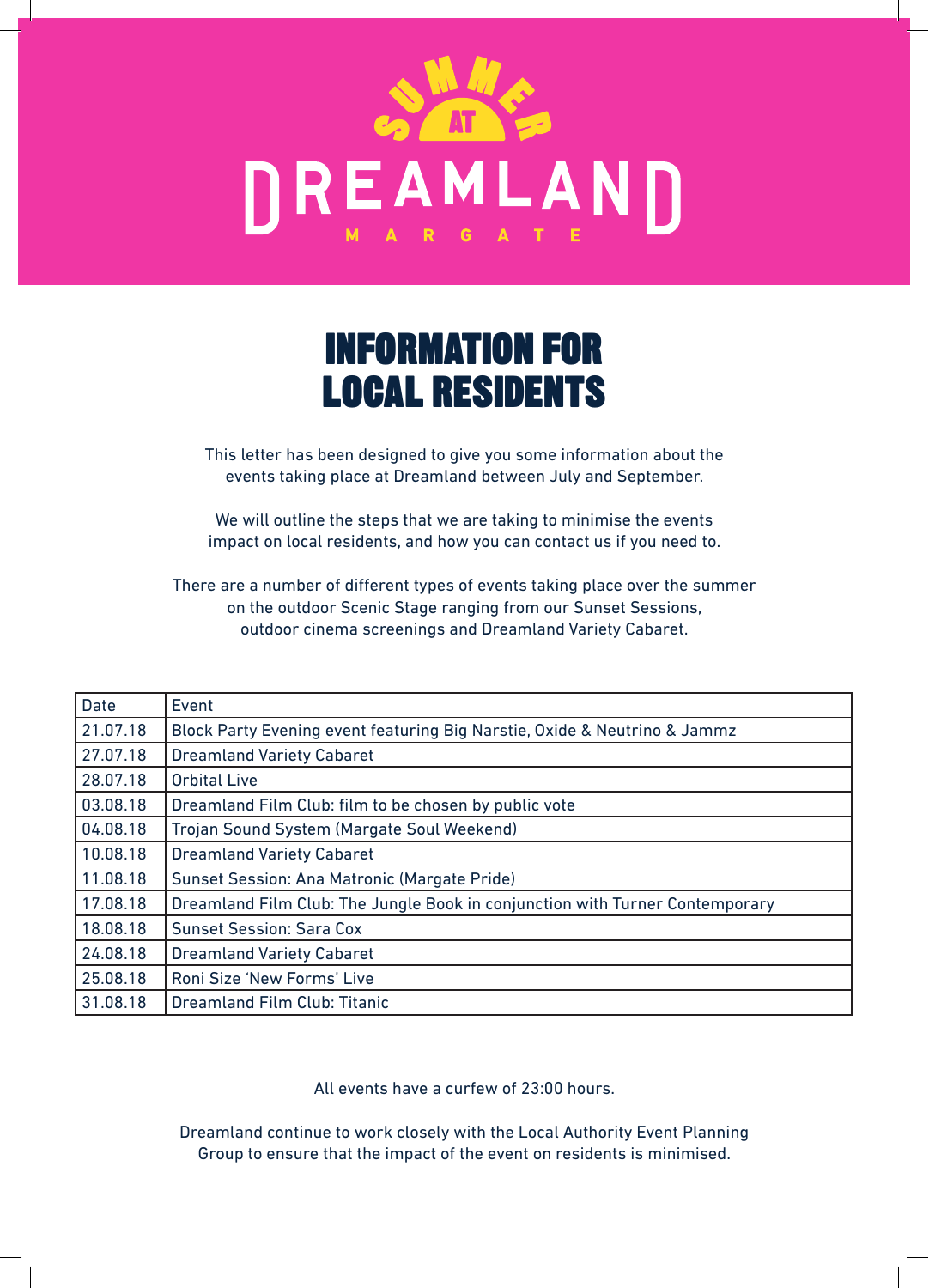SUMMER AT

# DREAMLAND

MARGATE

## INFORMATION FOR LOCAL RESIDENTS

This letter has been designed to give you some information about the events taking place at Dreamland between July and September.

We will outline the steps that we are taking to minimise the events impact on local residents, and how you can contact us if you need to.

There are a number of different types of events taking place over the summer on the outdoor Scenic Stage ranging from our Sunset Sessions, outdoor cinema screenings and Dreamland Variety Cabaret.

| Date | Event |
|---|---|
| 21.07.18 | Block Party Evening event featuring Big Narstie, Oxide & Neutrino & Jammz |
| 27.07.18 | Dreamland Variety Cabaret |
| 28.07.18 | Orbital Live |
| 03.08.18 | Dreamland Film Club: film to be chosen by public vote |
| 04.08.18 | Trojan Sound System (Margate Soul Weekend) |
| 10.08.18 | Dreamland Variety Cabaret |
| 11.08.18 | Sunset Session: Ana Matronic (Margate Pride) |
| 17.08.18 | Dreamland Film Club: The Jungle Book in conjunction with Turner Contemporary |
| 18.08.18 | Sunset Session: Sara Cox |
| 24.08.18 | Dreamland Variety Cabaret |
| 25.08.18 | Roni Size 'New Forms' Live |
| 31.08.18 | Dreamland Film Club: Titanic |

All events have a curfew of 23:00 hours.

Dreamland continue to work closely with the Local Authority Event Planning Group to ensure that the impact of the event on residents is minimised.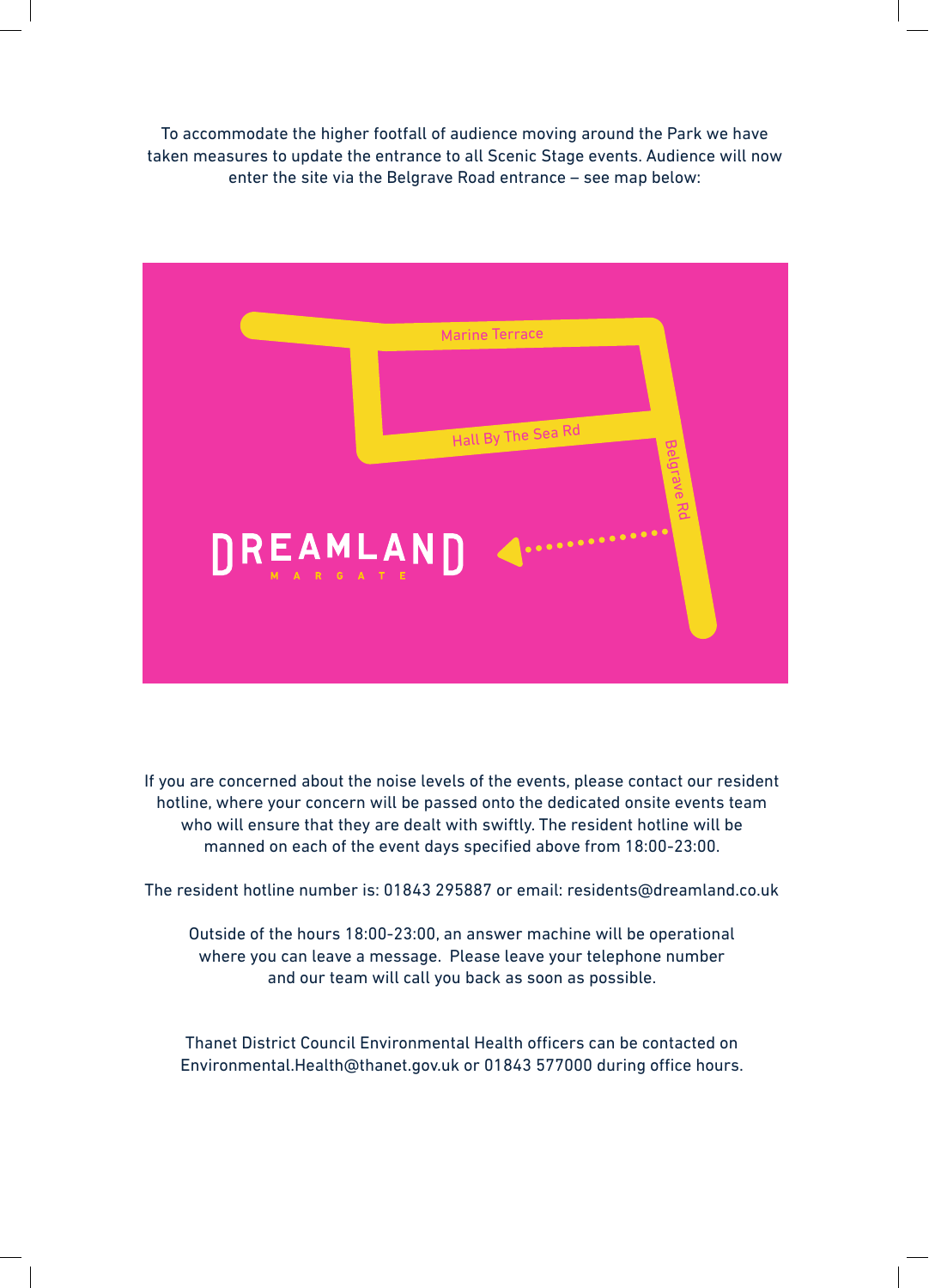To accommodate the higher footfall of audience moving around the Park we have taken measures to update the entrance to all Scenic Stage events. Audience will now enter the site via the Belgrave Road entrance – see map below:

Marine Terrace

Hall By The Sea Rd

Belgrave Rd

DREAMLAND

MARGATE

If you are concerned about the noise levels of the events, please contact our resident hotline, where your concern will be passed onto the dedicated onsite events team who will ensure that they are dealt with swiftly. The resident hotline will be manned on each of the event days specified above from 18:00-23:00.

The resident hotline number is: 01843 295887 or email: residents@dreamland.co.uk

Outside of the hours 18:00-23:00, an answer machine will be operational where you can leave a message. Please leave your telephone number and our team will call you back as soon as possible.

Thanet District Council Environmental Health officers can be contacted on Environmental.Health@thanet.gov.uk or 01843 577000 during office hours.